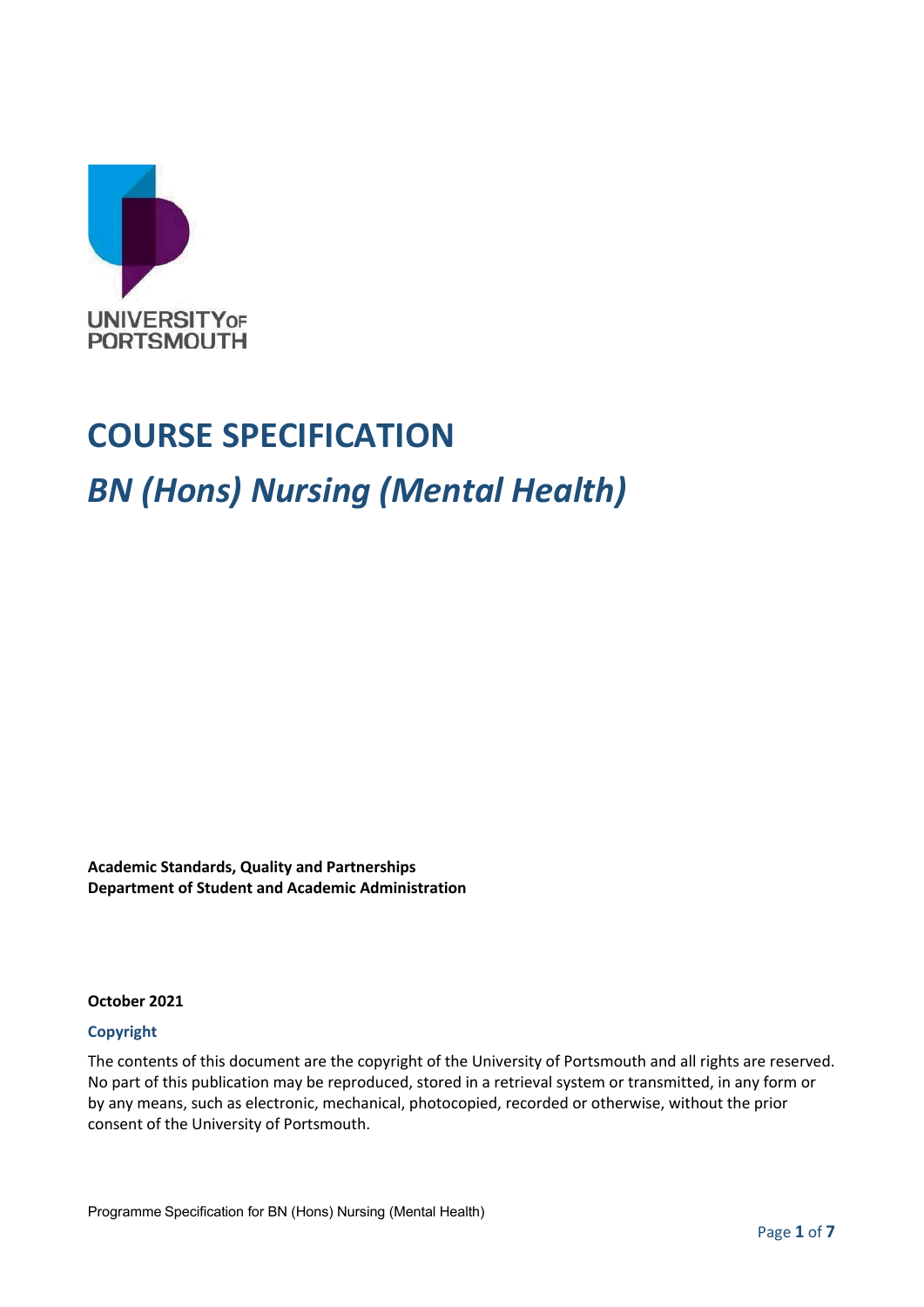# COURSE SPECIFICATION

## *BN (Hons) Nursing (Mental Health)*

**Academic Standards, Quality and Partnerships**
**Department of Student and Academic Administration**

**October 2021**

**Copyright**

The contents of this document are the copyright of the University of Portsmouth and all rights are reserved. No part of this publication may be reproduced, stored in a retrieval system or transmitted, in any form or by any means, such as electronic, mechanical, photocopied, recorded or otherwise, without the prior consent of the University of Portsmouth.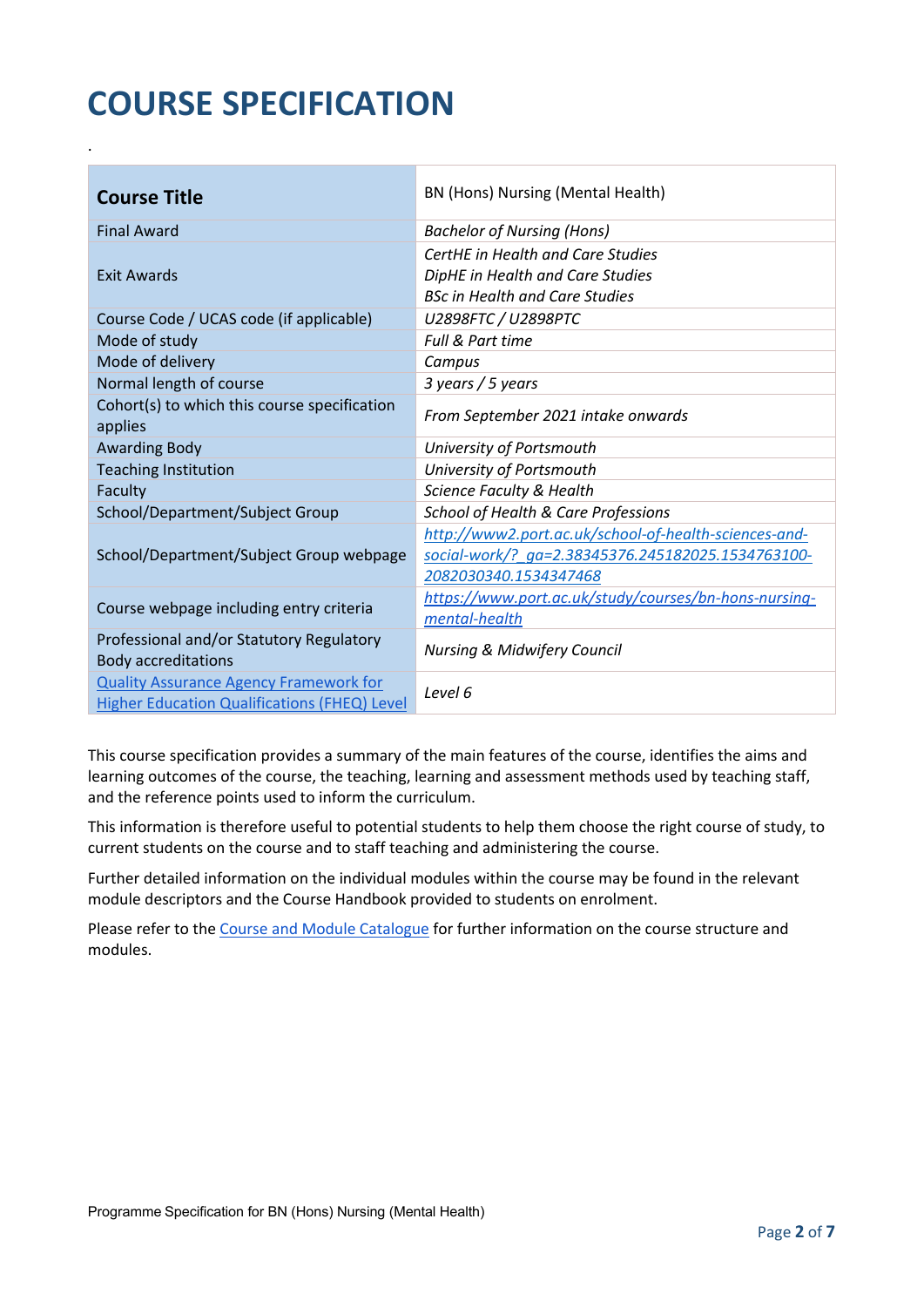# COURSE SPECIFICATION

.

| Course Title | BN (Hons) Nursing (Mental Health) |
|---|---|
| Final Award | *Bachelor of Nursing (Hons)* |
| Exit Awards | *CertHE in Health and Care Studies*<br>*DipHE in Health and Care Studies*<br>*BSc in Health and Care Studies* |
| Course Code / UCAS code (if applicable) | *U2898FTC / U2898PTC* |
| Mode of study | *Full & Part time* |
| Mode of delivery | *Campus* |
| Normal length of course | *3 years / 5 years* |
| Cohort(s) to which this course specification applies | *From September 2021 intake onwards* |
| Awarding Body | *University of Portsmouth* |
| Teaching Institution | *University of Portsmouth* |
| Faculty | *Science Faculty & Health* |
| School/Department/Subject Group | *School of Health & Care Professions* |
| School/Department/Subject Group webpage | *http://www2.port.ac.uk/school-of-health-sciences-and-social-work/?_ga=2.38345376.245182025.1534763100-2082030340.1534347468* |
| Course webpage including entry criteria | *https://www.port.ac.uk/study/courses/bn-hons-nursing-mental-health* |
| Professional and/or Statutory Regulatory Body accreditations | *Nursing & Midwifery Council* |
| Quality Assurance Agency Framework for Higher Education Qualifications (FHEQ) Level | *Level 6* |

This course specification provides a summary of the main features of the course, identifies the aims and learning outcomes of the course, the teaching, learning and assessment methods used by teaching staff, and the reference points used to inform the curriculum.

This information is therefore useful to potential students to help them choose the right course of study, to current students on the course and to staff teaching and administering the course.

Further detailed information on the individual modules within the course may be found in the relevant module descriptors and the Course Handbook provided to students on enrolment.

Please refer to the Course and Module Catalogue for further information on the course structure and modules.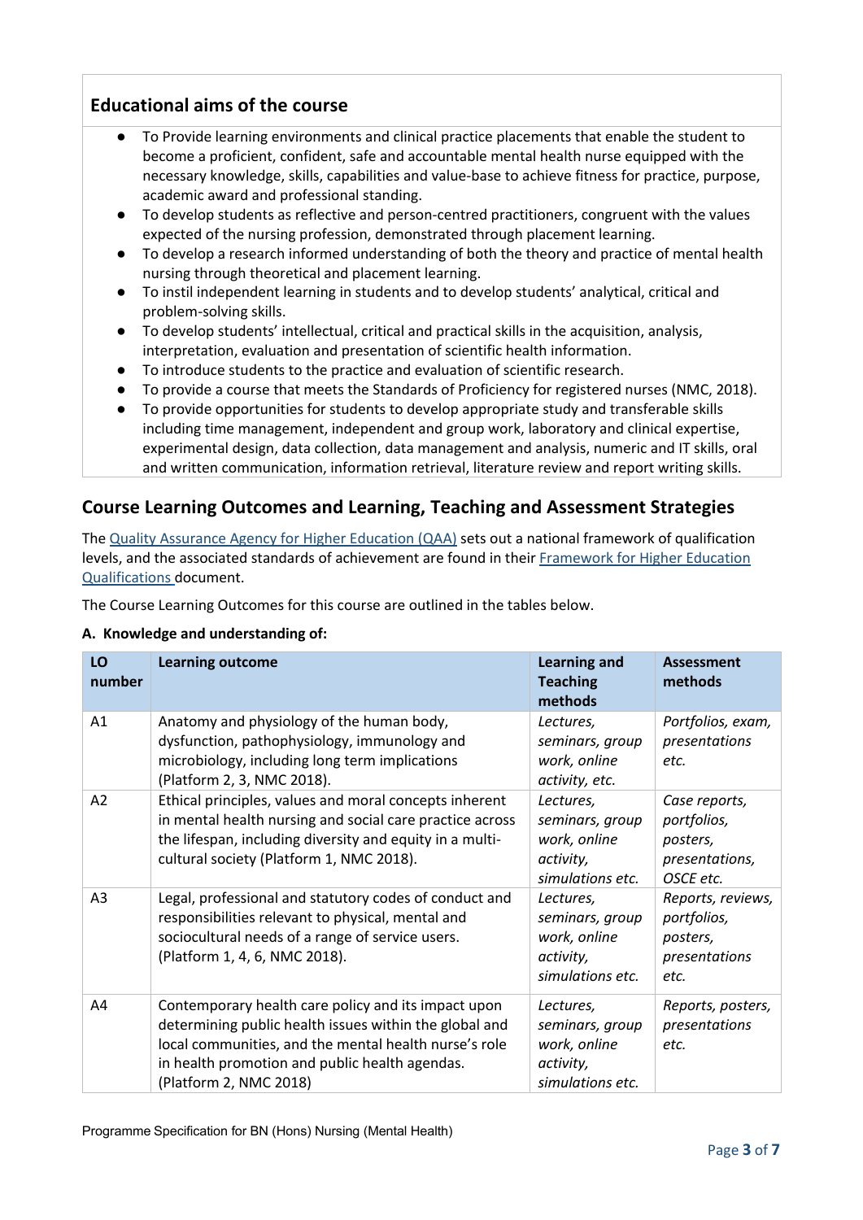## Educational aims of the course

- To Provide learning environments and clinical practice placements that enable the student to become a proficient, confident, safe and accountable mental health nurse equipped with the necessary knowledge, skills, capabilities and value-base to achieve fitness for practice, purpose, academic award and professional standing.
- To develop students as reflective and person-centred practitioners, congruent with the values expected of the nursing profession, demonstrated through placement learning.
- To develop a research informed understanding of both the theory and practice of mental health nursing through theoretical and placement learning.
- To instil independent learning in students and to develop students' analytical, critical and problem-solving skills.
- To develop students' intellectual, critical and practical skills in the acquisition, analysis, interpretation, evaluation and presentation of scientific health information.
- To introduce students to the practice and evaluation of scientific research.
- To provide a course that meets the Standards of Proficiency for registered nurses (NMC, 2018).
- To provide opportunities for students to develop appropriate study and transferable skills including time management, independent and group work, laboratory and clinical expertise, experimental design, data collection, data management and analysis, numeric and IT skills, oral and written communication, information retrieval, literature review and report writing skills.

## Course Learning Outcomes and Learning, Teaching and Assessment Strategies

The [Quality Assurance Agency for Higher Education (QAA)](#) sets out a national framework of qualification levels, and the associated standards of achievement are found in their [Framework for Higher Education Qualifications](#) document.

The Course Learning Outcomes for this course are outlined in the tables below.

**A. Knowledge and understanding of:**

| LO number | Learning outcome | Learning and Teaching methods | Assessment methods |
|---|---|---|---|
| A1 | Anatomy and physiology of the human body, dysfunction, pathophysiology, immunology and microbiology, including long term implications (Platform 2, 3, NMC 2018). | *Lectures, seminars, group work, online activity, etc.* | *Portfolios, exam, presentations etc.* |
| A2 | Ethical principles, values and moral concepts inherent in mental health nursing and social care practice across the lifespan, including diversity and equity in a multi-cultural society (Platform 1, NMC 2018). | *Lectures, seminars, group work, online activity, simulations etc.* | *Case reports, portfolios, posters, presentations, OSCE etc.* |
| A3 | Legal, professional and statutory codes of conduct and responsibilities relevant to physical, mental and sociocultural needs of a range of service users. (Platform 1, 4, 6, NMC 2018). | *Lectures, seminars, group work, online activity, simulations etc.* | *Reports, reviews, portfolios, posters, presentations etc.* |
| A4 | Contemporary health care policy and its impact upon determining public health issues within the global and local communities, and the mental health nurse's role in health promotion and public health agendas. (Platform 2, NMC 2018) | *Lectures, seminars, group work, online activity, simulations etc.* | *Reports, posters, presentations etc.* |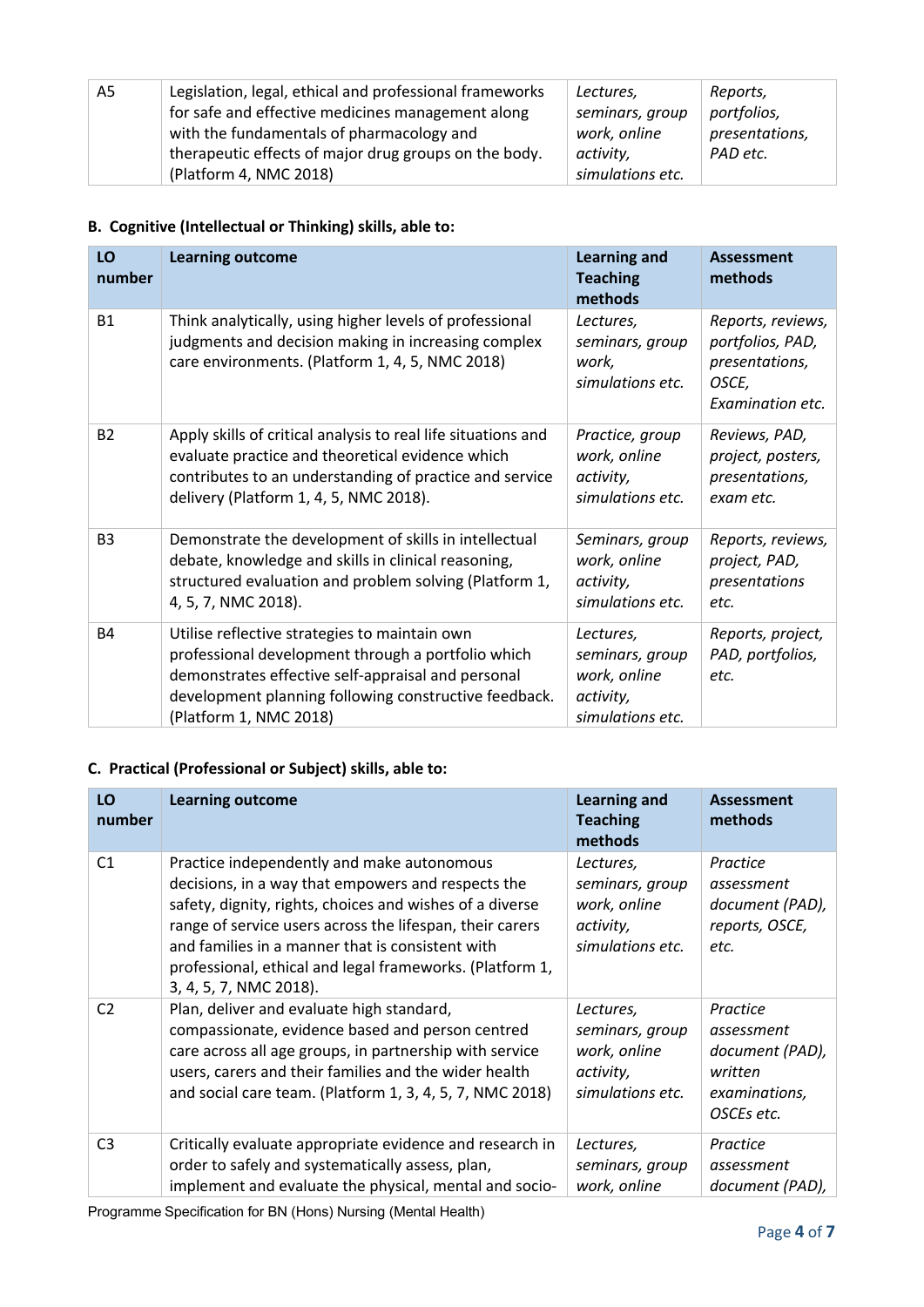| A5 | Legislation, legal, ethical and professional frameworks for safe and effective medicines management along with the fundamentals of pharmacology and therapeutic effects of major drug groups on the body. (Platform 4, NMC 2018) | *Lectures, seminars, group work, online activity, simulations etc.* | *Reports, portfolios, presentations, PAD etc.* |
|---|---|---|---|

### B. Cognitive (Intellectual or Thinking) skills, able to:

| LO number | Learning outcome | Learning and Teaching methods | Assessment methods |
|---|---|---|---|
| B1 | Think analytically, using higher levels of professional judgments and decision making in increasing complex care environments. (Platform 1, 4, 5, NMC 2018) | *Lectures, seminars, group work, simulations etc.* | *Reports, reviews, portfolios, PAD, presentations, OSCE, Examination etc.* |
| B2 | Apply skills of critical analysis to real life situations and evaluate practice and theoretical evidence which contributes to an understanding of practice and service delivery (Platform 1, 4, 5, NMC 2018). | *Practice, group work, online activity, simulations etc.* | *Reviews, PAD, project, posters, presentations, exam etc.* |
| B3 | Demonstrate the development of skills in intellectual debate, knowledge and skills in clinical reasoning, structured evaluation and problem solving (Platform 1, 4, 5, 7, NMC 2018). | *Seminars, group work, online activity, simulations etc.* | *Reports, reviews, project, PAD, presentations etc.* |
| B4 | Utilise reflective strategies to maintain own professional development through a portfolio which demonstrates effective self-appraisal and personal development planning following constructive feedback. (Platform 1, NMC 2018) | *Lectures, seminars, group work, online activity, simulations etc.* | *Reports, project, PAD, portfolios, etc.* |

### C. Practical (Professional or Subject) skills, able to:

| LO number | Learning outcome | Learning and Teaching methods | Assessment methods |
|---|---|---|---|
| C1 | Practice independently and make autonomous decisions, in a way that empowers and respects the safety, dignity, rights, choices and wishes of a diverse range of service users across the lifespan, their carers and families in a manner that is consistent with professional, ethical and legal frameworks. (Platform 1, 3, 4, 5, 7, NMC 2018). | *Lectures, seminars, group work, online activity, simulations etc.* | *Practice assessment document (PAD), reports, OSCE, etc.* |
| C2 | Plan, deliver and evaluate high standard, compassionate, evidence based and person centred care across all age groups, in partnership with service users, carers and their families and the wider health and social care team. (Platform 1, 3, 4, 5, 7, NMC 2018) | *Lectures, seminars, group work, online activity, simulations etc.* | *Practice assessment document (PAD), written examinations, OSCEs etc.* |
| C3 | Critically evaluate appropriate evidence and research in order to safely and systematically assess, plan, implement and evaluate the physical, mental and socio- | *Lectures, seminars, group work, online* | *Practice assessment document (PAD),* |

Programme Specification for BN (Hons) Nursing (Mental Health)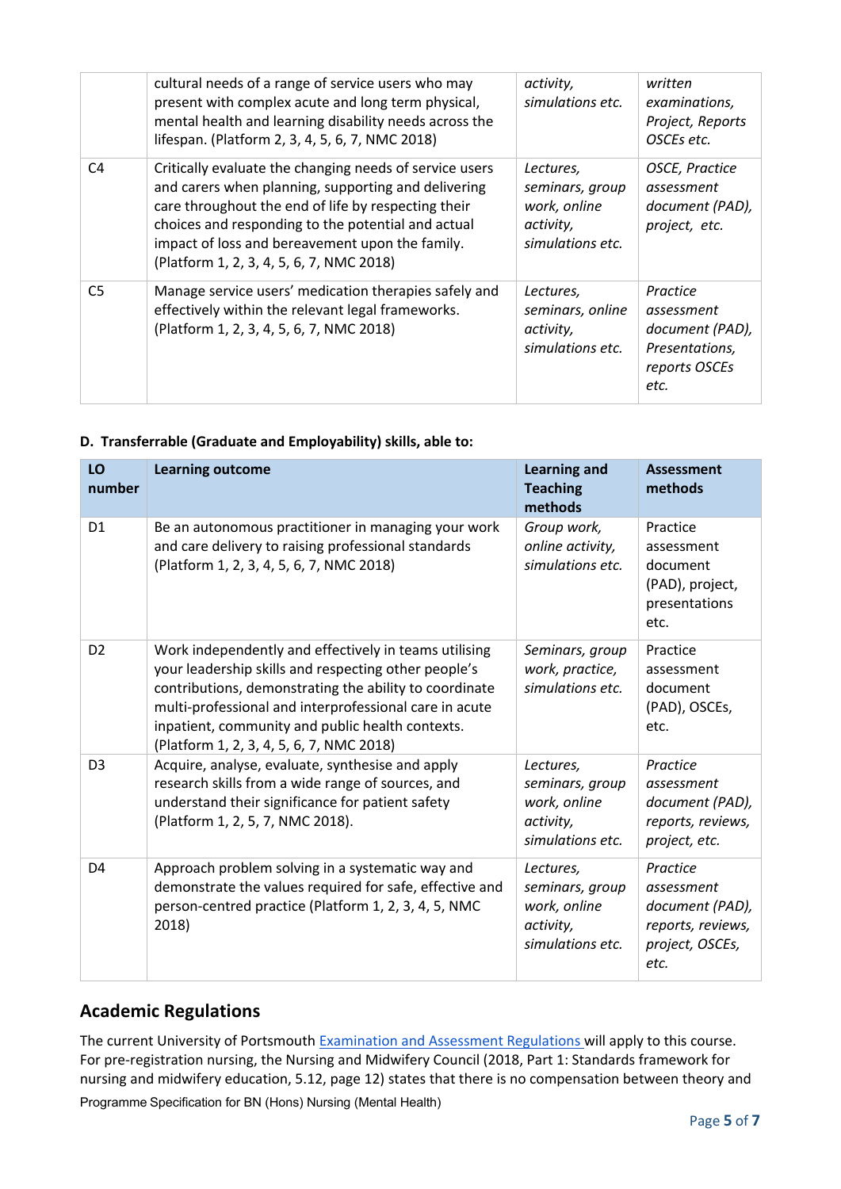| | | | |
|---|---|---|---|
| | cultural needs of a range of service users who may present with complex acute and long term physical, mental health and learning disability needs across the lifespan. (Platform 2, 3, 4, 5, 6, 7, NMC 2018) | *activity, simulations etc.* | *written examinations, Project, Reports OSCEs etc.* |
| C4 | Critically evaluate the changing needs of service users and carers when planning, supporting and delivering care throughout the end of life by respecting their choices and responding to the potential and actual impact of loss and bereavement upon the family. (Platform 1, 2, 3, 4, 5, 6, 7, NMC 2018) | *Lectures, seminars, group work, online activity, simulations etc.* | *OSCE, Practice assessment document (PAD), project, etc.* |
| C5 | Manage service users' medication therapies safely and effectively within the relevant legal frameworks. (Platform 1, 2, 3, 4, 5, 6, 7, NMC 2018) | *Lectures, seminars, online activity, simulations etc.* | *Practice assessment document (PAD), Presentations, reports OSCEs etc.* |

**D. Transferrable (Graduate and Employability) skills, able to:**

| LO number | Learning outcome | Learning and Teaching methods | Assessment methods |
|---|---|---|---|
| D1 | Be an autonomous practitioner in managing your work and care delivery to raising professional standards (Platform 1, 2, 3, 4, 5, 6, 7, NMC 2018) | *Group work, online activity, simulations etc.* | Practice assessment document (PAD), project, presentations etc. |
| D2 | Work independently and effectively in teams utilising your leadership skills and respecting other people's contributions, demonstrating the ability to coordinate multi-professional and interprofessional care in acute inpatient, community and public health contexts. (Platform 1, 2, 3, 4, 5, 6, 7, NMC 2018) | *Seminars, group work, practice, simulations etc.* | Practice assessment document (PAD), OSCEs, etc. |
| D3 | Acquire, analyse, evaluate, synthesise and apply research skills from a wide range of sources, and understand their significance for patient safety (Platform 1, 2, 5, 7, NMC 2018). | *Lectures, seminars, group work, online activity, simulations etc.* | *Practice assessment document (PAD), reports, reviews, project, etc.* |
| D4 | Approach problem solving in a systematic way and demonstrate the values required for safe, effective and person-centred practice (Platform 1, 2, 3, 4, 5, NMC 2018) | *Lectures, seminars, group work, online activity, simulations etc.* | *Practice assessment document (PAD), reports, reviews, project, OSCEs, etc.* |

## Academic Regulations

The current University of Portsmouth Examination and Assessment Regulations will apply to this course. For pre-registration nursing, the Nursing and Midwifery Council (2018, Part 1: Standards framework for nursing and midwifery education, 5.12, page 12) states that there is no compensation between theory and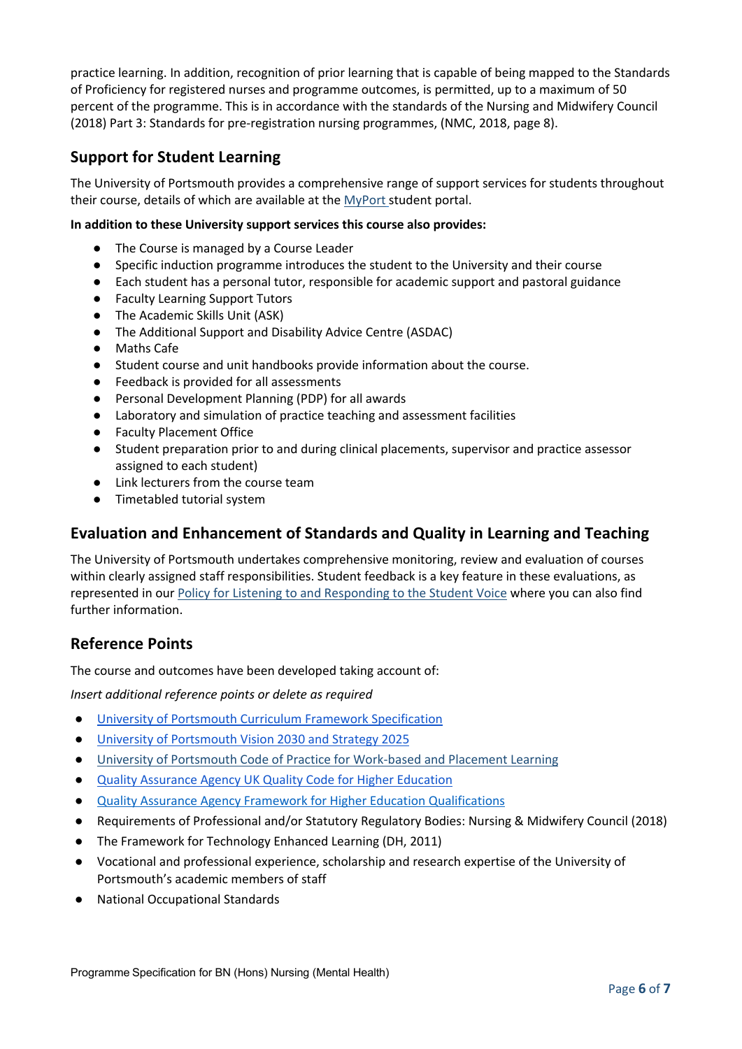practice learning. In addition, recognition of prior learning that is capable of being mapped to the Standards of Proficiency for registered nurses and programme outcomes, is permitted, up to a maximum of 50 percent of the programme. This is in accordance with the standards of the Nursing and Midwifery Council (2018) Part 3: Standards for pre-registration nursing programmes, (NMC, 2018, page 8).

## Support for Student Learning

The University of Portsmouth provides a comprehensive range of support services for students throughout their course, details of which are available at the MyPort student portal.

**In addition to these University support services this course also provides:**

- The Course is managed by a Course Leader
- Specific induction programme introduces the student to the University and their course
- Each student has a personal tutor, responsible for academic support and pastoral guidance
- Faculty Learning Support Tutors
- The Academic Skills Unit (ASK)
- The Additional Support and Disability Advice Centre (ASDAC)
- Maths Cafe
- Student course and unit handbooks provide information about the course.
- Feedback is provided for all assessments
- Personal Development Planning (PDP) for all awards
- Laboratory and simulation of practice teaching and assessment facilities
- Faculty Placement Office
- Student preparation prior to and during clinical placements, supervisor and practice assessor assigned to each student)
- Link lecturers from the course team
- Timetabled tutorial system

## Evaluation and Enhancement of Standards and Quality in Learning and Teaching

The University of Portsmouth undertakes comprehensive monitoring, review and evaluation of courses within clearly assigned staff responsibilities. Student feedback is a key feature in these evaluations, as represented in our Policy for Listening to and Responding to the Student Voice where you can also find further information.

## Reference Points

The course and outcomes have been developed taking account of:

*Insert additional reference points or delete as required*

- University of Portsmouth Curriculum Framework Specification
- University of Portsmouth Vision 2030 and Strategy 2025
- University of Portsmouth Code of Practice for Work-based and Placement Learning
- Quality Assurance Agency UK Quality Code for Higher Education
- Quality Assurance Agency Framework for Higher Education Qualifications
- Requirements of Professional and/or Statutory Regulatory Bodies: Nursing & Midwifery Council (2018)
- The Framework for Technology Enhanced Learning (DH, 2011)
- Vocational and professional experience, scholarship and research expertise of the University of Portsmouth's academic members of staff
- National Occupational Standards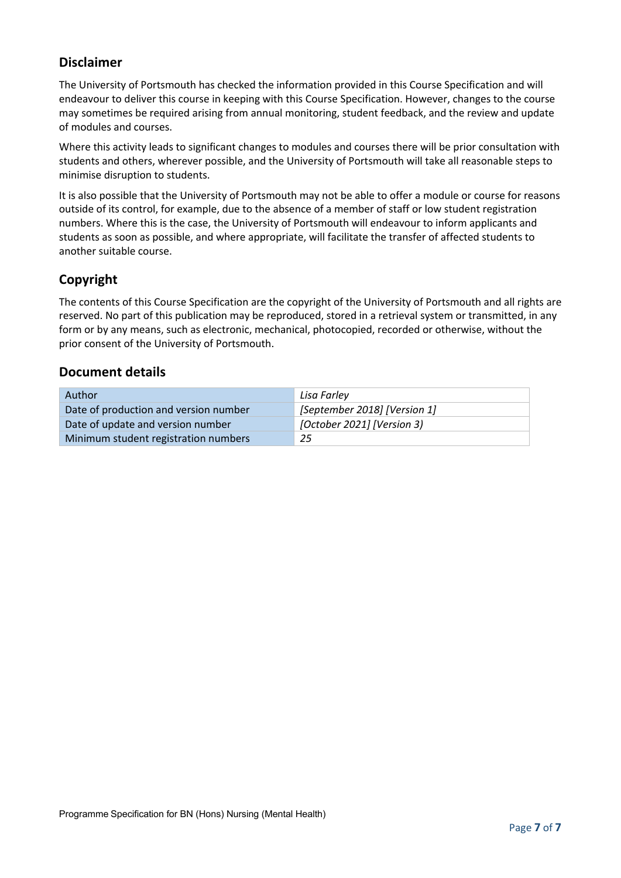## Disclaimer

The University of Portsmouth has checked the information provided in this Course Specification and will endeavour to deliver this course in keeping with this Course Specification. However, changes to the course may sometimes be required arising from annual monitoring, student feedback, and the review and update of modules and courses.

Where this activity leads to significant changes to modules and courses there will be prior consultation with students and others, wherever possible, and the University of Portsmouth will take all reasonable steps to minimise disruption to students.

It is also possible that the University of Portsmouth may not be able to offer a module or course for reasons outside of its control, for example, due to the absence of a member of staff or low student registration numbers. Where this is the case, the University of Portsmouth will endeavour to inform applicants and students as soon as possible, and where appropriate, will facilitate the transfer of affected students to another suitable course.

## Copyright

The contents of this Course Specification are the copyright of the University of Portsmouth and all rights are reserved. No part of this publication may be reproduced, stored in a retrieval system or transmitted, in any form or by any means, such as electronic, mechanical, photocopied, recorded or otherwise, without the prior consent of the University of Portsmouth.

## Document details

| | |
|---|---|
| Author | *Lisa Farley* |
| Date of production and version number | *[September 2018] [Version 1]* |
| Date of update and version number | *[October 2021] [Version 3]* |
| Minimum student registration numbers | *25* |